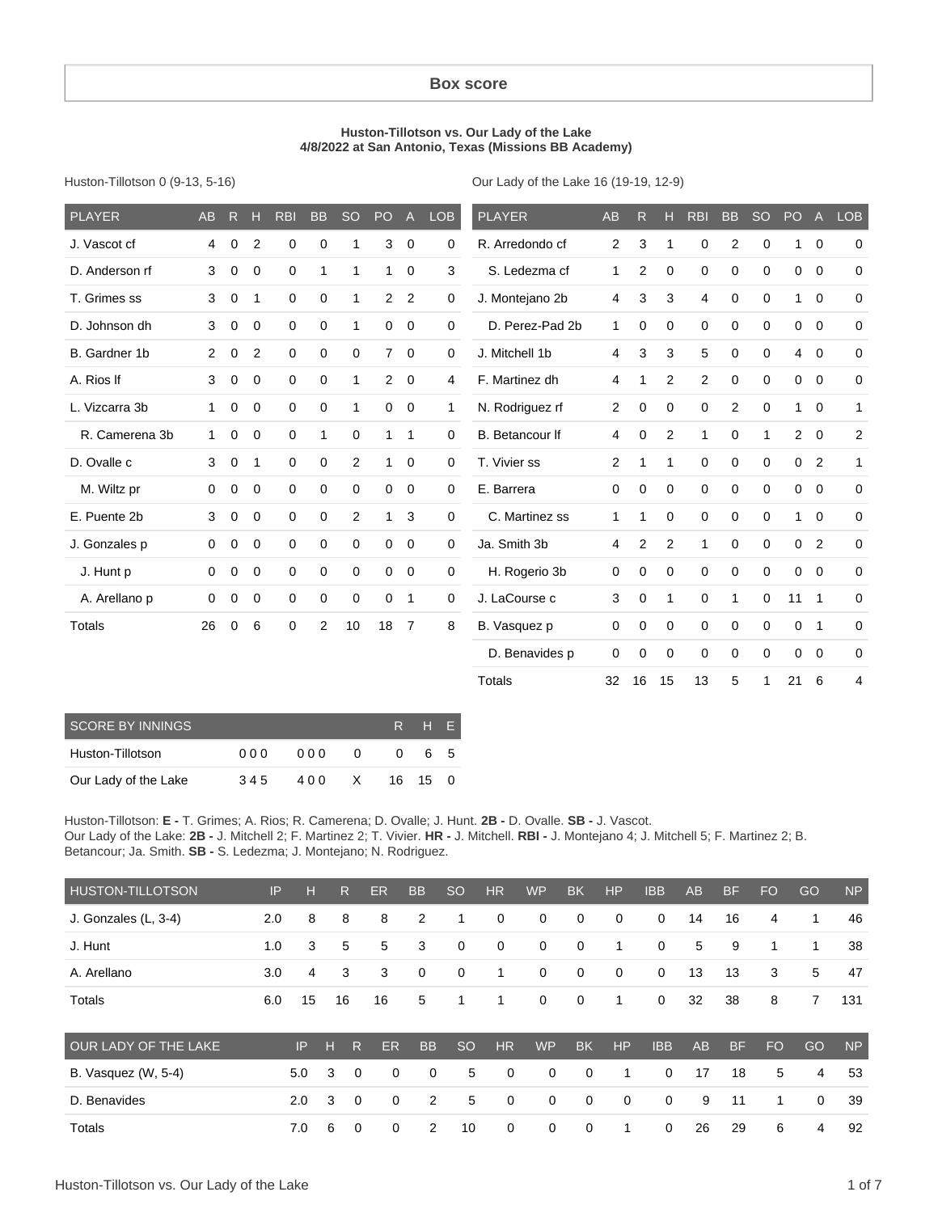## Box score

**Huston-Tillotson vs. Our Lady of the Lake**
**4/8/2022 at San Antonio, Texas (Missions BB Academy)**

Huston-Tillotson 0 (9-13, 5-16)

| PLAYER | AB | R | H | RBI | BB | SO | PO | A | LOB |
|---|---|---|---|---|---|---|---|---|---|
| J. Vascot cf | 4 | 0 | 2 | 0 | 0 | 1 | 3 | 0 | 0 |
| D. Anderson rf | 3 | 0 | 0 | 0 | 1 | 1 | 1 | 0 | 3 |
| T. Grimes ss | 3 | 0 | 1 | 0 | 0 | 1 | 2 | 2 | 0 |
| D. Johnson dh | 3 | 0 | 0 | 0 | 0 | 1 | 0 | 0 | 0 |
| B. Gardner 1b | 2 | 0 | 2 | 0 | 0 | 0 | 7 | 0 | 0 |
| A. Rios lf | 3 | 0 | 0 | 0 | 0 | 1 | 2 | 0 | 4 |
| L. Vizcarra 3b | 1 | 0 | 0 | 0 | 0 | 1 | 0 | 0 | 1 |
| R. Camerena 3b | 1 | 0 | 0 | 0 | 1 | 0 | 1 | 1 | 0 |
| D. Ovalle c | 3 | 0 | 1 | 0 | 0 | 2 | 1 | 0 | 0 |
| M. Wiltz pr | 0 | 0 | 0 | 0 | 0 | 0 | 0 | 0 | 0 |
| E. Puente 2b | 3 | 0 | 0 | 0 | 0 | 2 | 1 | 3 | 0 |
| J. Gonzales p | 0 | 0 | 0 | 0 | 0 | 0 | 0 | 0 | 0 |
| J. Hunt p | 0 | 0 | 0 | 0 | 0 | 0 | 0 | 0 | 0 |
| A. Arellano p | 0 | 0 | 0 | 0 | 0 | 0 | 0 | 1 | 0 |
| Totals | 26 | 0 | 6 | 0 | 2 | 10 | 18 | 7 | 8 |

Our Lady of the Lake 16 (19-19, 12-9)

| PLAYER | AB | R | H | RBI | BB | SO | PO | A | LOB |
|---|---|---|---|---|---|---|---|---|---|
| R. Arredondo cf | 2 | 3 | 1 | 0 | 2 | 0 | 1 | 0 | 0 |
| S. Ledezma cf | 1 | 2 | 0 | 0 | 0 | 0 | 0 | 0 | 0 |
| J. Montejano 2b | 4 | 3 | 3 | 4 | 0 | 0 | 1 | 0 | 0 |
| D. Perez-Pad 2b | 1 | 0 | 0 | 0 | 0 | 0 | 0 | 0 | 0 |
| J. Mitchell 1b | 4 | 3 | 3 | 5 | 0 | 0 | 4 | 0 | 0 |
| F. Martinez dh | 4 | 1 | 2 | 2 | 0 | 0 | 0 | 0 | 0 |
| N. Rodriguez rf | 2 | 0 | 0 | 0 | 2 | 0 | 1 | 0 | 1 |
| B. Betancour lf | 4 | 0 | 2 | 1 | 0 | 1 | 2 | 0 | 2 |
| T. Vivier ss | 2 | 1 | 1 | 0 | 0 | 0 | 0 | 2 | 1 |
| E. Barrera | 0 | 0 | 0 | 0 | 0 | 0 | 0 | 0 | 0 |
| C. Martinez ss | 1 | 1 | 0 | 0 | 0 | 0 | 1 | 0 | 0 |
| Ja. Smith 3b | 4 | 2 | 2 | 1 | 0 | 0 | 0 | 2 | 0 |
| H. Rogerio 3b | 0 | 0 | 0 | 0 | 0 | 0 | 0 | 0 | 0 |
| J. LaCourse c | 3 | 0 | 1 | 0 | 1 | 0 | 11 | 1 | 0 |
| B. Vasquez p | 0 | 0 | 0 | 0 | 0 | 0 | 0 | 1 | 0 |
| D. Benavides p | 0 | 0 | 0 | 0 | 0 | 0 | 0 | 0 | 0 |
| Totals | 32 | 16 | 15 | 13 | 5 | 1 | 21 | 6 | 4 |

| SCORE BY INNINGS | | | | R | H | E |
|---|---|---|---|---|---|---|
| Huston-Tillotson | 000 | 000 | 0 | 0 | 6 | 5 |
| Our Lady of the Lake | 345 | 400 | X | 16 | 15 | 0 |

Huston-Tillotson: **E -** T. Grimes; A. Rios; R. Camerena; D. Ovalle; J. Hunt. **2B -** D. Ovalle. **SB -** J. Vascot.
Our Lady of the Lake: **2B -** J. Mitchell 2; F. Martinez 2; T. Vivier. **HR -** J. Mitchell. **RBI -** J. Montejano 4; J. Mitchell 5; F. Martinez 2; B. Betancour; Ja. Smith. **SB -** S. Ledezma; J. Montejano; N. Rodriguez.

| HUSTON-TILLOTSON | IP | H | R | ER | BB | SO | HR | WP | BK | HP | IBB | AB | BF | FO | GO | NP |
|---|---|---|---|---|---|---|---|---|---|---|---|---|---|---|---|---|
| J. Gonzales (L, 3-4) | 2.0 | 8 | 8 | 8 | 2 | 1 | 0 | 0 | 0 | 0 | 0 | 14 | 16 | 4 | 1 | 46 |
| J. Hunt | 1.0 | 3 | 5 | 5 | 3 | 0 | 0 | 0 | 0 | 1 | 0 | 5 | 9 | 1 | 1 | 38 |
| A. Arellano | 3.0 | 4 | 3 | 3 | 0 | 0 | 1 | 0 | 0 | 0 | 0 | 13 | 13 | 3 | 5 | 47 |
| Totals | 6.0 | 15 | 16 | 16 | 5 | 1 | 1 | 0 | 0 | 1 | 0 | 32 | 38 | 8 | 7 | 131 |

| OUR LADY OF THE LAKE | IP | H | R | ER | BB | SO | HR | WP | BK | HP | IBB | AB | BF | FO | GO | NP |
|---|---|---|---|---|---|---|---|---|---|---|---|---|---|---|---|---|
| B. Vasquez (W, 5-4) | 5.0 | 3 | 0 | 0 | 0 | 5 | 0 | 0 | 0 | 1 | 0 | 17 | 18 | 5 | 4 | 53 |
| D. Benavides | 2.0 | 3 | 0 | 0 | 2 | 5 | 0 | 0 | 0 | 0 | 0 | 9 | 11 | 1 | 0 | 39 |
| Totals | 7.0 | 6 | 0 | 0 | 2 | 10 | 0 | 0 | 0 | 1 | 0 | 26 | 29 | 6 | 4 | 92 |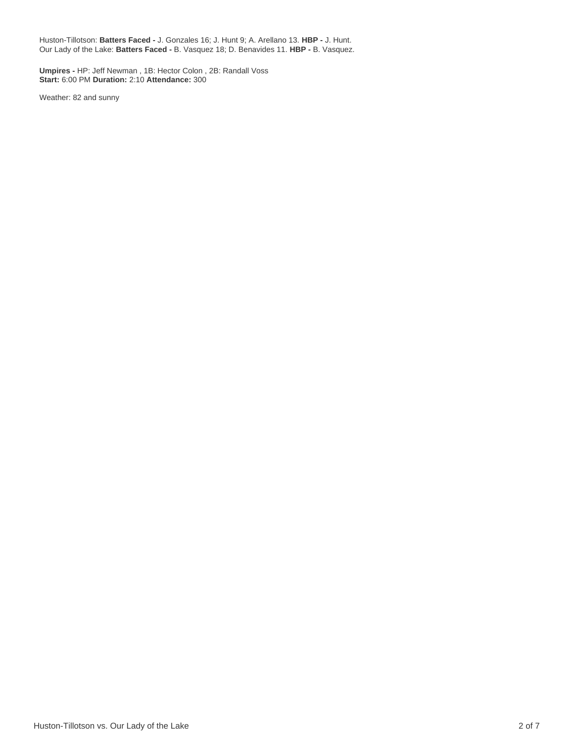Huston-Tillotson: **Batters Faced -** J. Gonzales 16; J. Hunt 9; A. Arellano 13. **HBP -** J. Hunt.
Our Lady of the Lake: **Batters Faced -** B. Vasquez 18; D. Benavides 11. **HBP -** B. Vasquez.

**Umpires -** HP: Jeff Newman , 1B: Hector Colon , 2B: Randall Voss
**Start:** 6:00 PM **Duration:** 2:10 **Attendance:** 300

Weather: 82 and sunny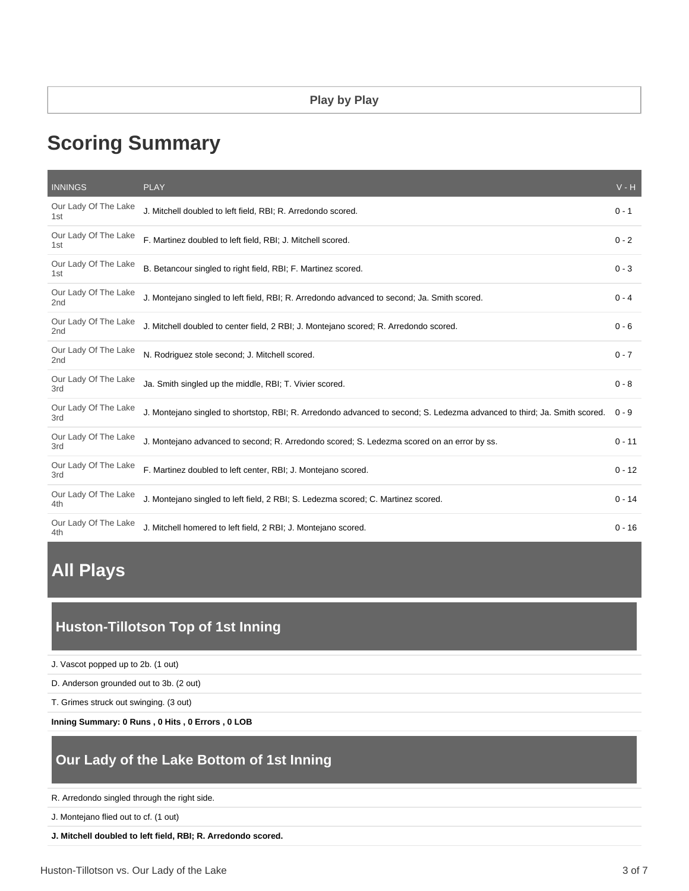**Play by Play**

# Scoring Summary

| INNINGS | PLAY | V - H |
|---|---|---|
| Our Lady Of The Lake 1st | J. Mitchell doubled to left field, RBI; R. Arredondo scored. | 0 - 1 |
| Our Lady Of The Lake 1st | F. Martinez doubled to left field, RBI; J. Mitchell scored. | 0 - 2 |
| Our Lady Of The Lake 1st | B. Betancour singled to right field, RBI; F. Martinez scored. | 0 - 3 |
| Our Lady Of The Lake 2nd | J. Montejano singled to left field, RBI; R. Arredondo advanced to second; Ja. Smith scored. | 0 - 4 |
| Our Lady Of The Lake 2nd | J. Mitchell doubled to center field, 2 RBI; J. Montejano scored; R. Arredondo scored. | 0 - 6 |
| Our Lady Of The Lake 2nd | N. Rodriguez stole second; J. Mitchell scored. | 0 - 7 |
| Our Lady Of The Lake 3rd | Ja. Smith singled up the middle, RBI; T. Vivier scored. | 0 - 8 |
| Our Lady Of The Lake 3rd | J. Montejano singled to shortstop, RBI; R. Arredondo advanced to second; S. Ledezma advanced to third; Ja. Smith scored. | 0 - 9 |
| Our Lady Of The Lake 3rd | J. Montejano advanced to second; R. Arredondo scored; S. Ledezma scored on an error by ss. | 0 - 11 |
| Our Lady Of The Lake 3rd | F. Martinez doubled to left center, RBI; J. Montejano scored. | 0 - 12 |
| Our Lady Of The Lake 4th | J. Montejano singled to left field, 2 RBI; S. Ledezma scored; C. Martinez scored. | 0 - 14 |
| Our Lady Of The Lake 4th | J. Mitchell homered to left field, 2 RBI; J. Montejano scored. | 0 - 16 |

# All Plays

## Huston-Tillotson Top of 1st Inning

J. Vascot popped up to 2b. (1 out)

D. Anderson grounded out to 3b. (2 out)

T. Grimes struck out swinging. (3 out)

**Inning Summary: 0 Runs , 0 Hits , 0 Errors , 0 LOB**

## Our Lady of the Lake Bottom of 1st Inning

R. Arredondo singled through the right side.

J. Montejano flied out to cf. (1 out)

**J. Mitchell doubled to left field, RBI; R. Arredondo scored.**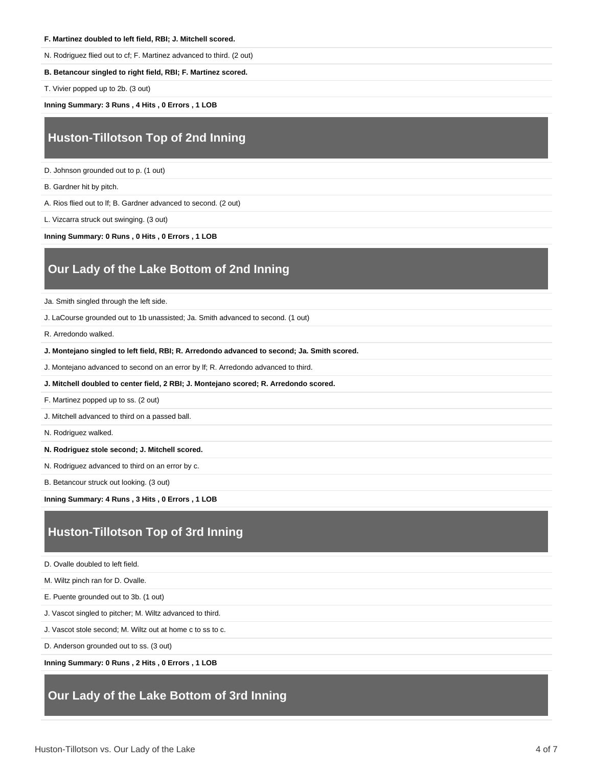**F. Martinez doubled to left field, RBI; J. Mitchell scored.**

N. Rodriguez flied out to cf; F. Martinez advanced to third. (2 out)

**B. Betancour singled to right field, RBI; F. Martinez scored.**

T. Vivier popped up to 2b. (3 out)

**Inning Summary: 3 Runs , 4 Hits , 0 Errors , 1 LOB**

## Huston-Tillotson Top of 2nd Inning

D. Johnson grounded out to p. (1 out)

B. Gardner hit by pitch.

A. Rios flied out to lf; B. Gardner advanced to second. (2 out)

L. Vizcarra struck out swinging. (3 out)

**Inning Summary: 0 Runs , 0 Hits , 0 Errors , 1 LOB**

## Our Lady of the Lake Bottom of 2nd Inning

Ja. Smith singled through the left side.

J. LaCourse grounded out to 1b unassisted; Ja. Smith advanced to second. (1 out)

R. Arredondo walked.

**J. Montejano singled to left field, RBI; R. Arredondo advanced to second; Ja. Smith scored.**

J. Montejano advanced to second on an error by lf; R. Arredondo advanced to third.

**J. Mitchell doubled to center field, 2 RBI; J. Montejano scored; R. Arredondo scored.**

F. Martinez popped up to ss. (2 out)

J. Mitchell advanced to third on a passed ball.

N. Rodriguez walked.

**N. Rodriguez stole second; J. Mitchell scored.**

N. Rodriguez advanced to third on an error by c.

B. Betancour struck out looking. (3 out)

**Inning Summary: 4 Runs , 3 Hits , 0 Errors , 1 LOB**

## Huston-Tillotson Top of 3rd Inning

D. Ovalle doubled to left field.

M. Wiltz pinch ran for D. Ovalle.

E. Puente grounded out to 3b. (1 out)

J. Vascot singled to pitcher; M. Wiltz advanced to third.

J. Vascot stole second; M. Wiltz out at home c to ss to c.

D. Anderson grounded out to ss. (3 out)

**Inning Summary: 0 Runs , 2 Hits , 0 Errors , 1 LOB**

## Our Lady of the Lake Bottom of 3rd Inning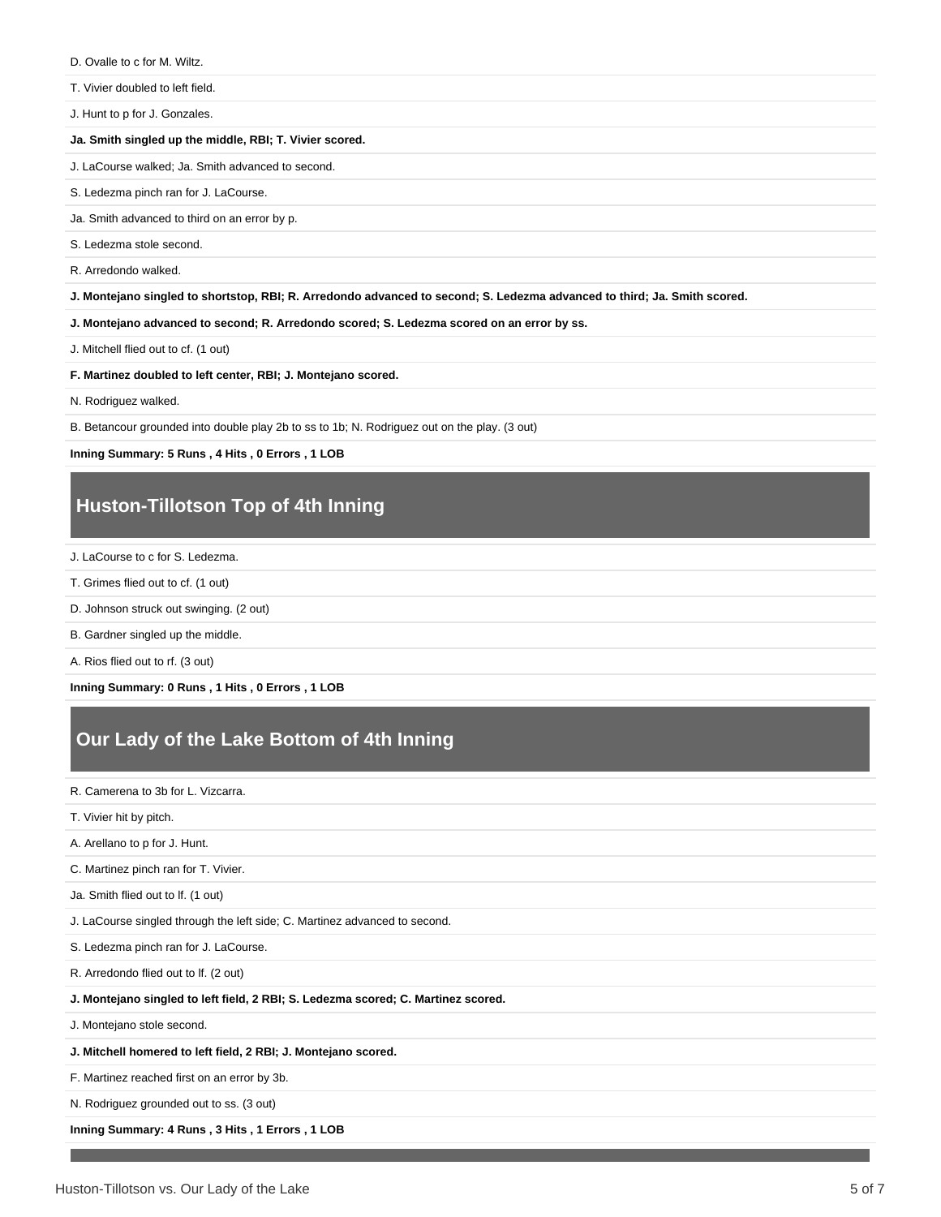D. Ovalle to c for M. Wiltz.

T. Vivier doubled to left field.

J. Hunt to p for J. Gonzales.

**Ja. Smith singled up the middle, RBI; T. Vivier scored.**

J. LaCourse walked; Ja. Smith advanced to second.

S. Ledezma pinch ran for J. LaCourse.

Ja. Smith advanced to third on an error by p.

S. Ledezma stole second.

R. Arredondo walked.

**J. Montejano singled to shortstop, RBI; R. Arredondo advanced to second; S. Ledezma advanced to third; Ja. Smith scored.**

**J. Montejano advanced to second; R. Arredondo scored; S. Ledezma scored on an error by ss.**

J. Mitchell flied out to cf. (1 out)

**F. Martinez doubled to left center, RBI; J. Montejano scored.**

N. Rodriguez walked.

B. Betancour grounded into double play 2b to ss to 1b; N. Rodriguez out on the play. (3 out)

**Inning Summary: 5 Runs , 4 Hits , 0 Errors , 1 LOB**

## Huston-Tillotson Top of 4th Inning

J. LaCourse to c for S. Ledezma.

T. Grimes flied out to cf. (1 out)

D. Johnson struck out swinging. (2 out)

B. Gardner singled up the middle.

A. Rios flied out to rf. (3 out)

**Inning Summary: 0 Runs , 1 Hits , 0 Errors , 1 LOB**

## Our Lady of the Lake Bottom of 4th Inning

R. Camerena to 3b for L. Vizcarra.

T. Vivier hit by pitch.

A. Arellano to p for J. Hunt.

C. Martinez pinch ran for T. Vivier.

Ja. Smith flied out to lf. (1 out)

J. LaCourse singled through the left side; C. Martinez advanced to second.

S. Ledezma pinch ran for J. LaCourse.

R. Arredondo flied out to lf. (2 out)

**J. Montejano singled to left field, 2 RBI; S. Ledezma scored; C. Martinez scored.**

J. Montejano stole second.

**J. Mitchell homered to left field, 2 RBI; J. Montejano scored.**

F. Martinez reached first on an error by 3b.

N. Rodriguez grounded out to ss. (3 out)

**Inning Summary: 4 Runs , 3 Hits , 1 Errors , 1 LOB**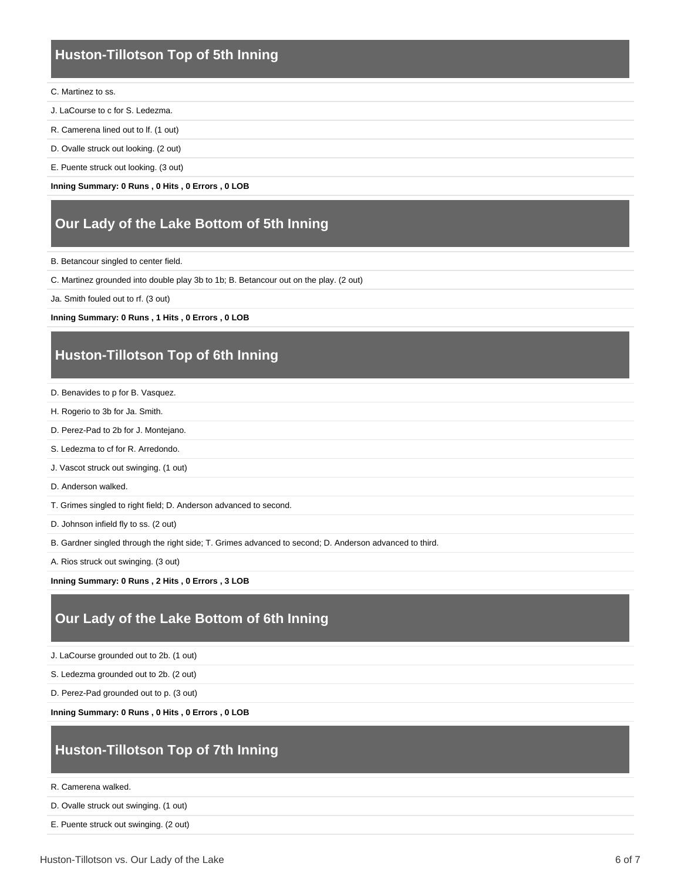## Huston-Tillotson Top of 5th Inning

C. Martinez to ss.

J. LaCourse to c for S. Ledezma.

R. Camerena lined out to lf. (1 out)

D. Ovalle struck out looking. (2 out)

E. Puente struck out looking. (3 out)

**Inning Summary: 0 Runs , 0 Hits , 0 Errors , 0 LOB**

## Our Lady of the Lake Bottom of 5th Inning

B. Betancour singled to center field.

C. Martinez grounded into double play 3b to 1b; B. Betancour out on the play. (2 out)

Ja. Smith fouled out to rf. (3 out)

**Inning Summary: 0 Runs , 1 Hits , 0 Errors , 0 LOB**

## Huston-Tillotson Top of 6th Inning

D. Benavides to p for B. Vasquez.

H. Rogerio to 3b for Ja. Smith.

D. Perez-Pad to 2b for J. Montejano.

S. Ledezma to cf for R. Arredondo.

J. Vascot struck out swinging. (1 out)

D. Anderson walked.

T. Grimes singled to right field; D. Anderson advanced to second.

D. Johnson infield fly to ss. (2 out)

B. Gardner singled through the right side; T. Grimes advanced to second; D. Anderson advanced to third.

A. Rios struck out swinging. (3 out)

**Inning Summary: 0 Runs , 2 Hits , 0 Errors , 3 LOB**

## Our Lady of the Lake Bottom of 6th Inning

J. LaCourse grounded out to 2b. (1 out)

S. Ledezma grounded out to 2b. (2 out)

D. Perez-Pad grounded out to p. (3 out)

**Inning Summary: 0 Runs , 0 Hits , 0 Errors , 0 LOB**

## Huston-Tillotson Top of 7th Inning

R. Camerena walked.

D. Ovalle struck out swinging. (1 out)

E. Puente struck out swinging. (2 out)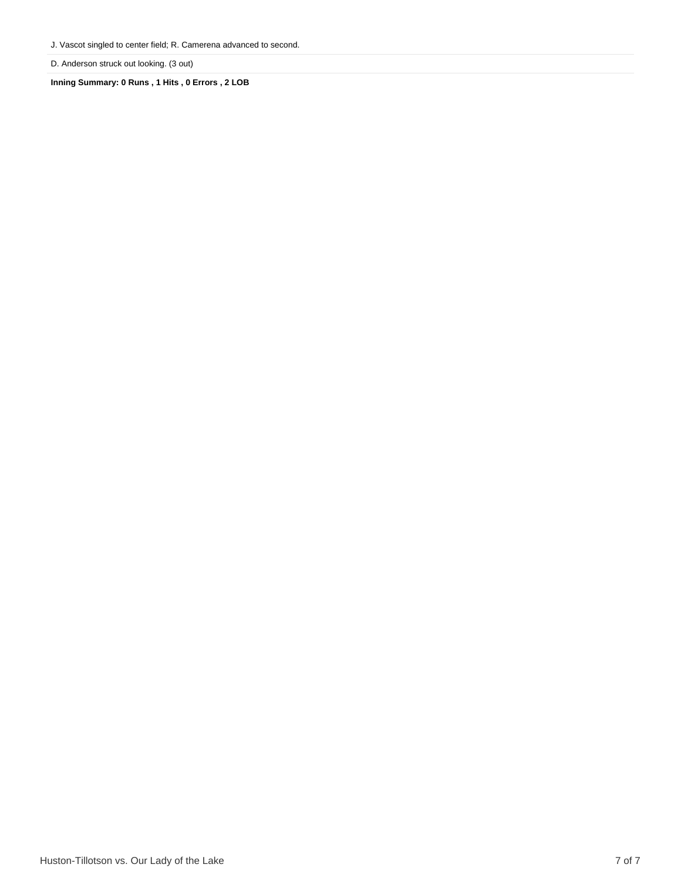J. Vascot singled to center field; R. Camerena advanced to second.

D. Anderson struck out looking. (3 out)

**Inning Summary: 0 Runs , 1 Hits , 0 Errors , 2 LOB**